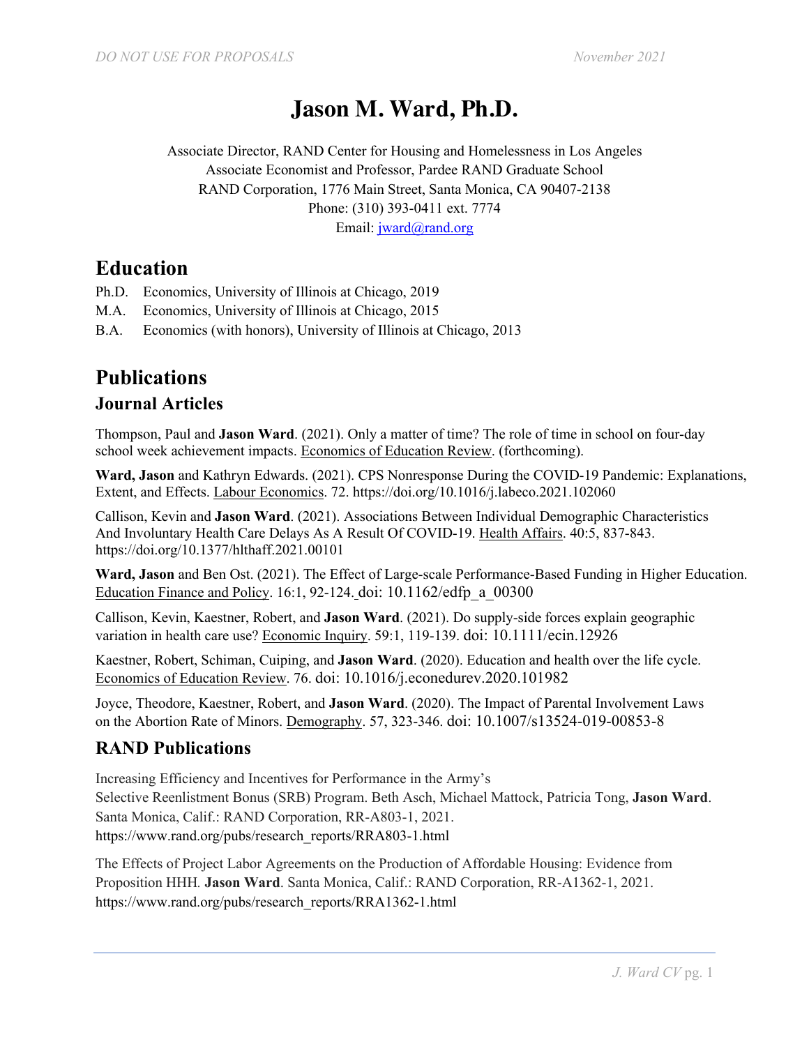# Jason M. Ward, Ph.D.

Associate Director, RAND Center for Housing and Homelessness in Los Angeles
Associate Economist and Professor, Pardee RAND Graduate School
RAND Corporation, 1776 Main Street, Santa Monica, CA 90407-2138
Phone: (310) 393-0411 ext. 7774
Email: jward@rand.org

## Education

Ph.D. Economics, University of Illinois at Chicago, 2019
M.A. Economics, University of Illinois at Chicago, 2015
B.A. Economics (with honors), University of Illinois at Chicago, 2013

## Publications

### Journal Articles

Thompson, Paul and **Jason Ward**. (2021). Only a matter of time? The role of time in school on four-day school week achievement impacts. Economics of Education Review. (forthcoming).

**Ward, Jason** and Kathryn Edwards. (2021). CPS Nonresponse During the COVID-19 Pandemic: Explanations, Extent, and Effects. Labour Economics. 72. https://doi.org/10.1016/j.labeco.2021.102060

Callison, Kevin and **Jason Ward**. (2021). Associations Between Individual Demographic Characteristics And Involuntary Health Care Delays As A Result Of COVID-19. Health Affairs. 40:5, 837-843. https://doi.org/10.1377/hlthaff.2021.00101

**Ward, Jason** and Ben Ost. (2021). The Effect of Large-scale Performance-Based Funding in Higher Education. Education Finance and Policy. 16:1, 92-124. doi: 10.1162/edfp_a_00300

Callison, Kevin, Kaestner, Robert, and **Jason Ward**. (2021). Do supply-side forces explain geographic variation in health care use? Economic Inquiry. 59:1, 119-139. doi: 10.1111/ecin.12926

Kaestner, Robert, Schiman, Cuiping, and **Jason Ward**. (2020). Education and health over the life cycle. Economics of Education Review. 76. doi: 10.1016/j.econedurev.2020.101982

Joyce, Theodore, Kaestner, Robert, and **Jason Ward**. (2020). The Impact of Parental Involvement Laws on the Abortion Rate of Minors. Demography. 57, 323-346. doi: 10.1007/s13524-019-00853-8

### RAND Publications

Increasing Efficiency and Incentives for Performance in the Army's Selective Reenlistment Bonus (SRB) Program. Beth Asch, Michael Mattock, Patricia Tong, **Jason Ward**. Santa Monica, Calif.: RAND Corporation, RR-A803-1, 2021. https://www.rand.org/pubs/research_reports/RRA803-1.html

The Effects of Project Labor Agreements on the Production of Affordable Housing: Evidence from Proposition HHH. **Jason Ward**. Santa Monica, Calif.: RAND Corporation, RR-A1362-1, 2021. https://www.rand.org/pubs/research_reports/RRA1362-1.html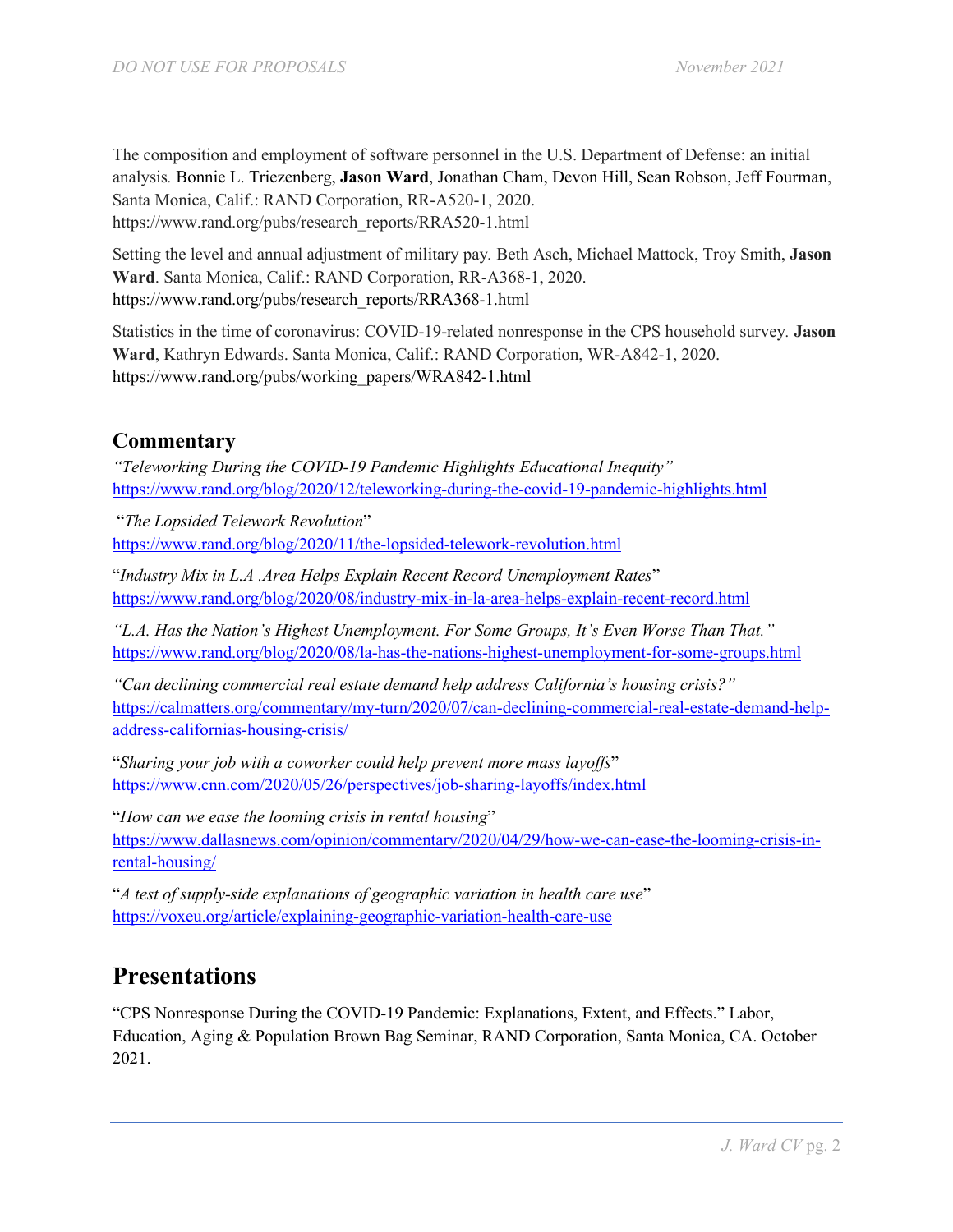The composition and employment of software personnel in the U.S. Department of Defense: an initial analysis. Bonnie L. Triezenberg, **Jason Ward**, Jonathan Cham, Devon Hill, Sean Robson, Jeff Fourman, Santa Monica, Calif.: RAND Corporation, RR-A520-1, 2020. https://www.rand.org/pubs/research_reports/RRA520-1.html

Setting the level and annual adjustment of military pay. Beth Asch, Michael Mattock, Troy Smith, **Jason Ward**. Santa Monica, Calif.: RAND Corporation, RR-A368-1, 2020. https://www.rand.org/pubs/research_reports/RRA368-1.html

Statistics in the time of coronavirus: COVID-19-related nonresponse in the CPS household survey. **Jason Ward**, Kathryn Edwards. Santa Monica, Calif.: RAND Corporation, WR-A842-1, 2020. https://www.rand.org/pubs/working_papers/WRA842-1.html

## Commentary

*"Teleworking During the COVID-19 Pandemic Highlights Educational Inequity"*
https://www.rand.org/blog/2020/12/teleworking-during-the-covid-19-pandemic-highlights.html

"*The Lopsided Telework Revolution*"
https://www.rand.org/blog/2020/11/the-lopsided-telework-revolution.html

"*Industry Mix in L.A .Area Helps Explain Recent Record Unemployment Rates*"
https://www.rand.org/blog/2020/08/industry-mix-in-la-area-helps-explain-recent-record.html

*"L.A. Has the Nation's Highest Unemployment. For Some Groups, It's Even Worse Than That."*
https://www.rand.org/blog/2020/08/la-has-the-nations-highest-unemployment-for-some-groups.html

*"Can declining commercial real estate demand help address California's housing crisis?"*
https://calmatters.org/commentary/my-turn/2020/07/can-declining-commercial-real-estate-demand-help-address-californias-housing-crisis/

"*Sharing your job with a coworker could help prevent more mass layoffs*"
https://www.cnn.com/2020/05/26/perspectives/job-sharing-layoffs/index.html

"*How can we ease the looming crisis in rental housing*"
https://www.dallasnews.com/opinion/commentary/2020/04/29/how-we-can-ease-the-looming-crisis-in-rental-housing/

"*A test of supply-side explanations of geographic variation in health care use*"
https://voxeu.org/article/explaining-geographic-variation-health-care-use

# Presentations

"CPS Nonresponse During the COVID-19 Pandemic: Explanations, Extent, and Effects." Labor, Education, Aging & Population Brown Bag Seminar, RAND Corporation, Santa Monica, CA. October 2021.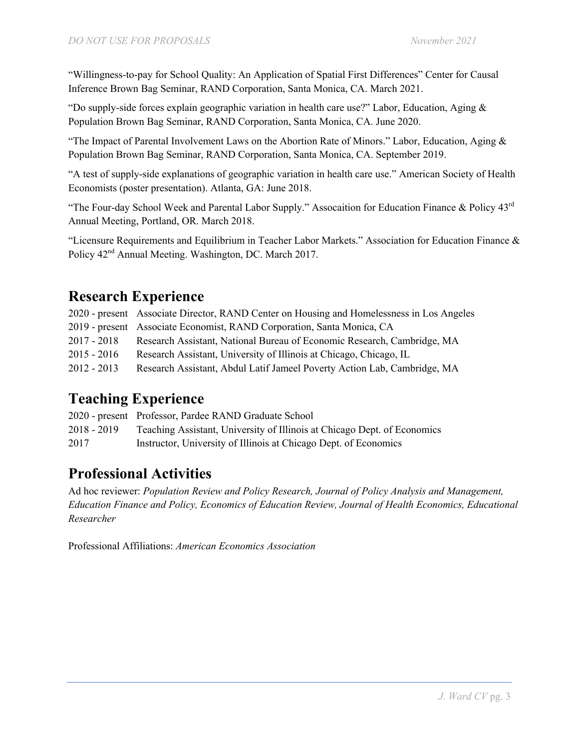"Willingness-to-pay for School Quality: An Application of Spatial First Differences" Center for Causal Inference Brown Bag Seminar, RAND Corporation, Santa Monica, CA. March 2021.

"Do supply-side forces explain geographic variation in health care use?" Labor, Education, Aging & Population Brown Bag Seminar, RAND Corporation, Santa Monica, CA. June 2020.

"The Impact of Parental Involvement Laws on the Abortion Rate of Minors." Labor, Education, Aging & Population Brown Bag Seminar, RAND Corporation, Santa Monica, CA. September 2019.

"A test of supply-side explanations of geographic variation in health care use." American Society of Health Economists (poster presentation). Atlanta, GA: June 2018.

"The Four-day School Week and Parental Labor Supply." Assocaition for Education Finance & Policy 43rd Annual Meeting, Portland, OR. March 2018.

"Licensure Requirements and Equilibrium in Teacher Labor Markets." Association for Education Finance & Policy 42nd Annual Meeting. Washington, DC. March 2017.

## Research Experience

| | |
|---|---|
| 2020 - present | Associate Director, RAND Center on Housing and Homelessness in Los Angeles |
| 2019 - present | Associate Economist, RAND Corporation, Santa Monica, CA |
| 2017 - 2018 | Research Assistant, National Bureau of Economic Research, Cambridge, MA |
| 2015 - 2016 | Research Assistant, University of Illinois at Chicago, Chicago, IL |
| 2012 - 2013 | Research Assistant, Abdul Latif Jameel Poverty Action Lab, Cambridge, MA |

## Teaching Experience

| | |
|---|---|
| 2020 - present | Professor, Pardee RAND Graduate School |
| 2018 - 2019 | Teaching Assistant, University of Illinois at Chicago Dept. of Economics |
| 2017 | Instructor, University of Illinois at Chicago Dept. of Economics |

## Professional Activities

Ad hoc reviewer: *Population Review and Policy Research, Journal of Policy Analysis and Management, Education Finance and Policy, Economics of Education Review, Journal of Health Economics, Educational Researcher*

Professional Affiliations: *American Economics Association*